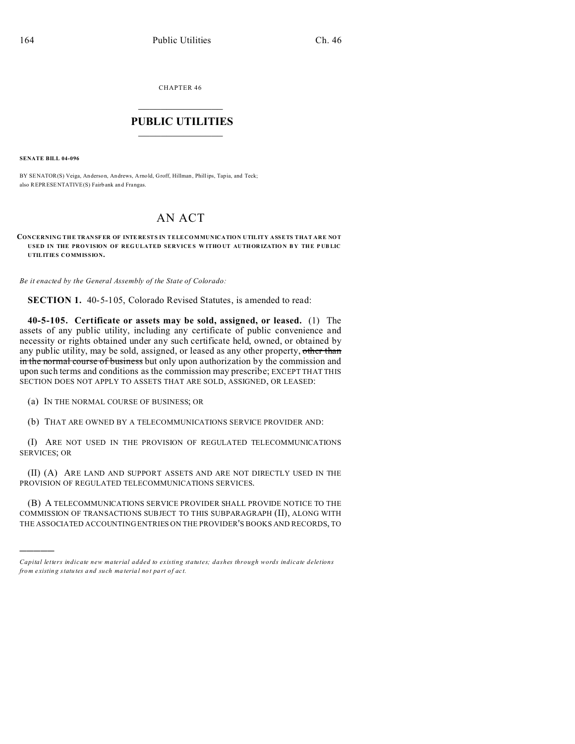CHAPTER 46

# PUBLIC UTILITIES

**SENATE BILL 04-096**

BY SENATOR(S) Veiga, Anderson, Andrews, Arnold, Groff, Hillman, Phillips, Tapia, and Teck;
also REPRESENTATIVE(S) Fairbank and Frangas.

# AN ACT

**CONCERNING THE TRANSFER OF INTERESTS IN TELECOMMUNICATION UTILITY ASSETS THAT ARE NOT USED IN THE PROVISION OF REGULATED SERVICES WITHOUT AUTHORIZATION BY THE PUBLIC UTILITIES COMMISSION.**

*Be it enacted by the General Assembly of the State of Colorado:*

**SECTION 1.** 40-5-105, Colorado Revised Statutes, is amended to read:

**40-5-105. Certificate or assets may be sold, assigned, or leased.** (1) The assets of any public utility, including any certificate of public convenience and necessity or rights obtained under any such certificate held, owned, or obtained by any public utility, may be sold, assigned, or leased as any other property, ~~other than in the normal course of business~~ but only upon authorization by the commission and upon such terms and conditions as the commission may prescribe; EXCEPT THAT THIS SECTION DOES NOT APPLY TO ASSETS THAT ARE SOLD, ASSIGNED, OR LEASED:

(a) IN THE NORMAL COURSE OF BUSINESS; OR

(b) THAT ARE OWNED BY A TELECOMMUNICATIONS SERVICE PROVIDER AND:

(I) ARE NOT USED IN THE PROVISION OF REGULATED TELECOMMUNICATIONS SERVICES; OR

(II) (A) ARE LAND AND SUPPORT ASSETS AND ARE NOT DIRECTLY USED IN THE PROVISION OF REGULATED TELECOMMUNICATIONS SERVICES.

(B) A TELECOMMUNICATIONS SERVICE PROVIDER SHALL PROVIDE NOTICE TO THE COMMISSION OF TRANSACTIONS SUBJECT TO THIS SUBPARAGRAPH (II), ALONG WITH THE ASSOCIATED ACCOUNTING ENTRIES ON THE PROVIDER'S BOOKS AND RECORDS, TO

---

*Capital letters indicate new material added to existing statutes; dashes through words indicate deletions from existing statutes and such material not part of act.*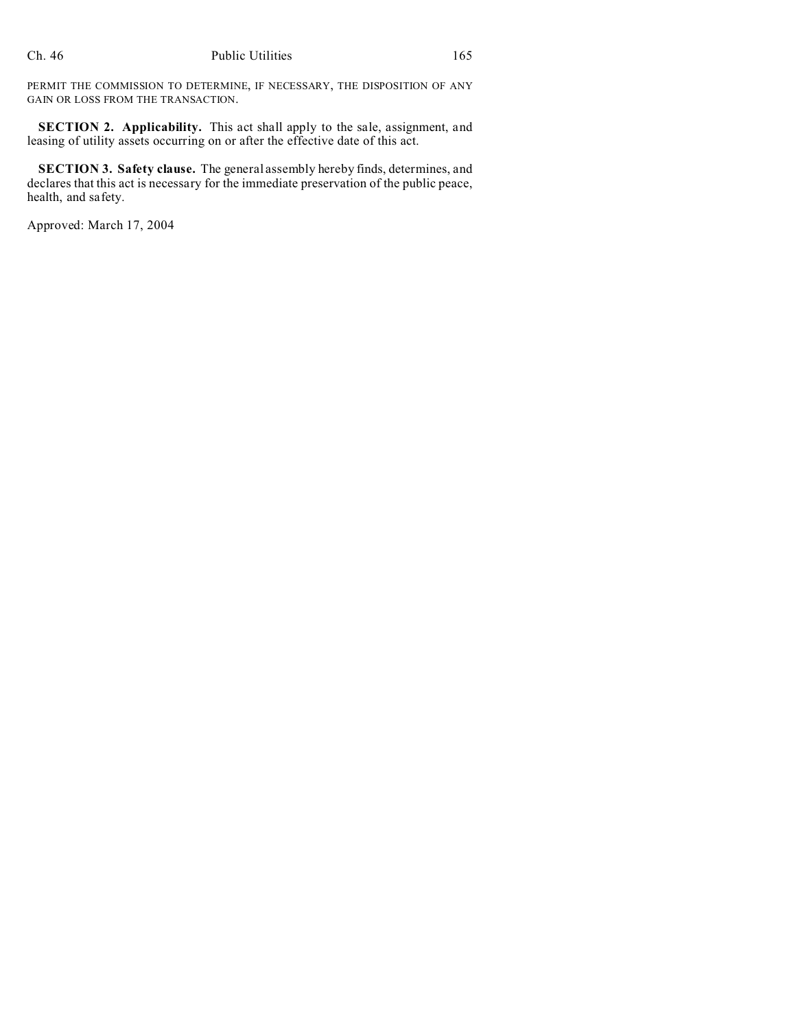PERMIT THE COMMISSION TO DETERMINE, IF NECESSARY, THE DISPOSITION OF ANY GAIN OR LOSS FROM THE TRANSACTION.

**SECTION 2. Applicability.** This act shall apply to the sale, assignment, and leasing of utility assets occurring on or after the effective date of this act.

**SECTION 3. Safety clause.** The general assembly hereby finds, determines, and declares that this act is necessary for the immediate preservation of the public peace, health, and safety.

Approved: March 17, 2004